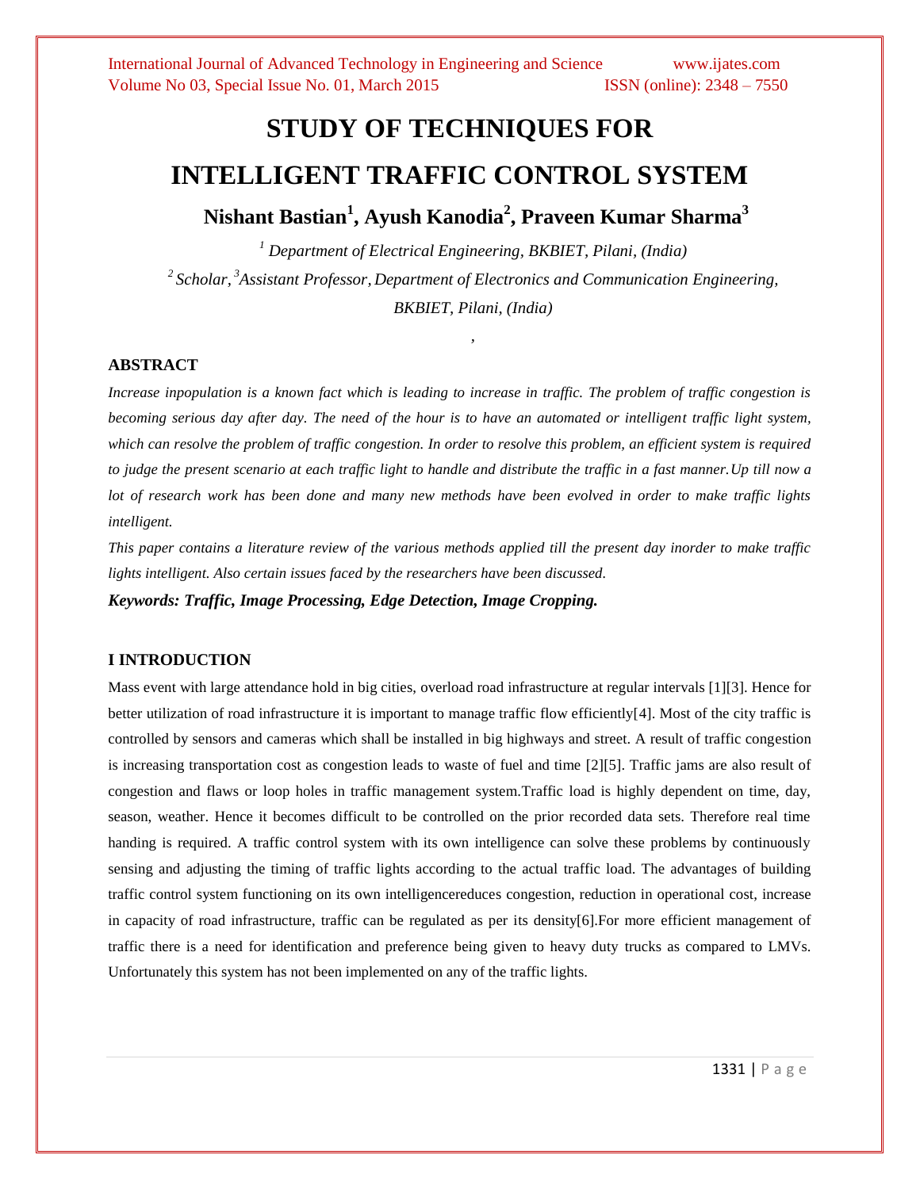# STUDY OF TECHNIQUES FOR INTELLIGENT TRAFFIC CONTROL SYSTEM

**Nishant Bastian[1], Ayush Kanodia[2], Praveen Kumar Sharma[3]**

*[1] Department of Electrical Engineering, BKBIET, Pilani, (India)*

*[2] Scholar, [3] Assistant Professor, Department of Electronics and Communication Engineering, BKBIET, Pilani, (India)*

## ABSTRACT

*Increase inpopulation is a known fact which is leading to increase in traffic. The problem of traffic congestion is becoming serious day after day. The need of the hour is to have an automated or intelligent traffic light system, which can resolve the problem of traffic congestion. In order to resolve this problem, an efficient system is required to judge the present scenario at each traffic light to handle and distribute the traffic in a fast manner.Up till now a lot of research work has been done and many new methods have been evolved in order to make traffic lights intelligent.*

*This paper contains a literature review of the various methods applied till the present day inorder to make traffic lights intelligent. Also certain issues faced by the researchers have been discussed.*

***Keywords: Traffic, Image Processing, Edge Detection, Image Cropping.***

## I INTRODUCTION

Mass event with large attendance hold in big cities, overload road infrastructure at regular intervals [1][3]. Hence for better utilization of road infrastructure it is important to manage traffic flow efficiently[4]. Most of the city traffic is controlled by sensors and cameras which shall be installed in big highways and street. A result of traffic congestion is increasing transportation cost as congestion leads to waste of fuel and time [2][5]. Traffic jams are also result of congestion and flaws or loop holes in traffic management system.Traffic load is highly dependent on time, day, season, weather. Hence it becomes difficult to be controlled on the prior recorded data sets. Therefore real time handing is required. A traffic control system with its own intelligence can solve these problems by continuously sensing and adjusting the timing of traffic lights according to the actual traffic load. The advantages of building traffic control system functioning on its own intelligencereduces congestion, reduction in operational cost, increase in capacity of road infrastructure, traffic can be regulated as per its density[6].For more efficient management of traffic there is a need for identification and preference being given to heavy duty trucks as compared to LMVs. Unfortunately this system has not been implemented on any of the traffic lights.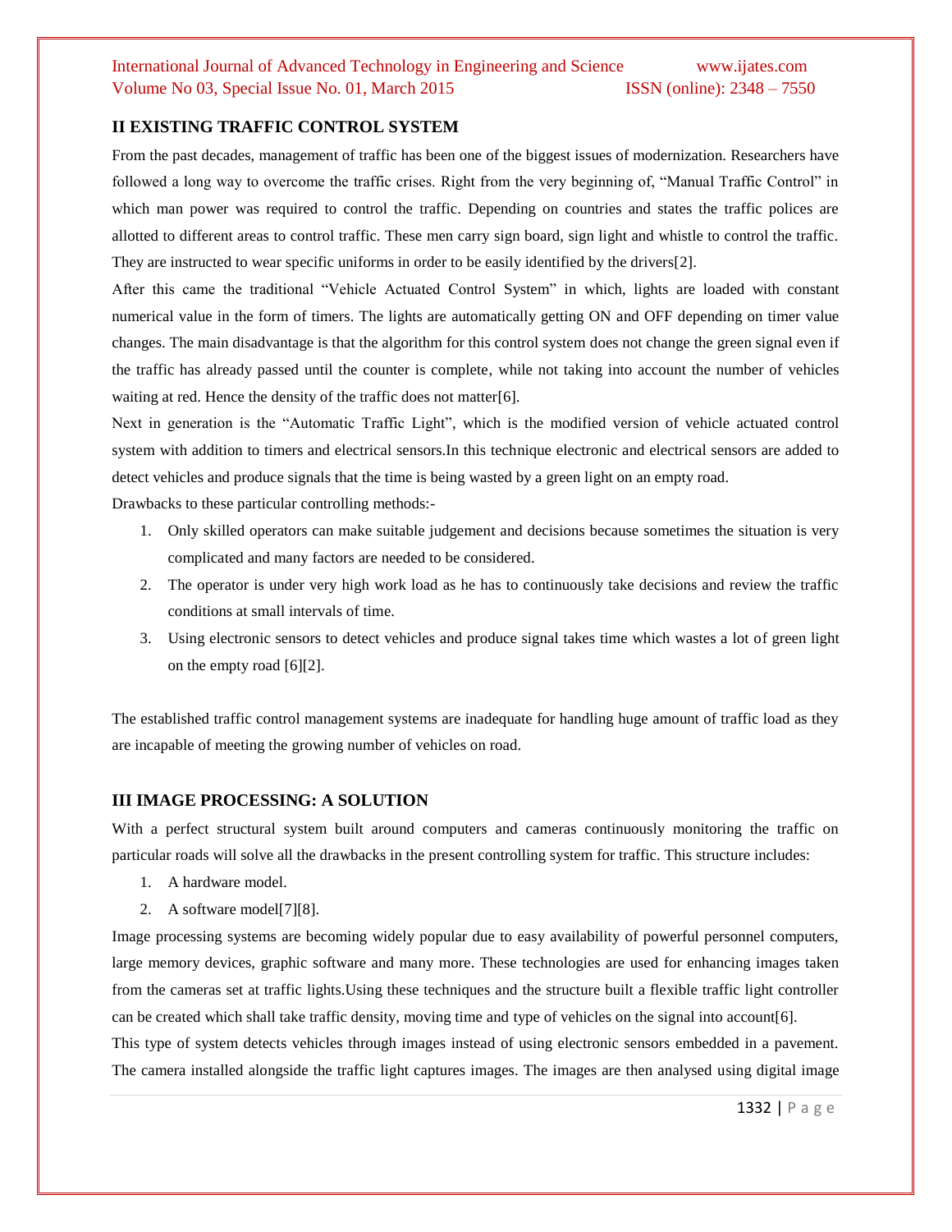## II EXISTING TRAFFIC CONTROL SYSTEM

From the past decades, management of traffic has been one of the biggest issues of modernization. Researchers have followed a long way to overcome the traffic crises. Right from the very beginning of, "Manual Traffic Control" in which man power was required to control the traffic. Depending on countries and states the traffic polices are allotted to different areas to control traffic. These men carry sign board, sign light and whistle to control the traffic. They are instructed to wear specific uniforms in order to be easily identified by the drivers[2].

After this came the traditional "Vehicle Actuated Control System" in which, lights are loaded with constant numerical value in the form of timers. The lights are automatically getting ON and OFF depending on timer value changes. The main disadvantage is that the algorithm for this control system does not change the green signal even if the traffic has already passed until the counter is complete, while not taking into account the number of vehicles waiting at red. Hence the density of the traffic does not matter[6].

Next in generation is the "Automatic Traffic Light", which is the modified version of vehicle actuated control system with addition to timers and electrical sensors.In this technique electronic and electrical sensors are added to detect vehicles and produce signals that the time is being wasted by a green light on an empty road.

Drawbacks to these particular controlling methods:-

1. Only skilled operators can make suitable judgement and decisions because sometimes the situation is very complicated and many factors are needed to be considered.
2. The operator is under very high work load as he has to continuously take decisions and review the traffic conditions at small intervals of time.
3. Using electronic sensors to detect vehicles and produce signal takes time which wastes a lot of green light on the empty road [6][2].

The established traffic control management systems are inadequate for handling huge amount of traffic load as they are incapable of meeting the growing number of vehicles on road.

## III IMAGE PROCESSING: A SOLUTION

With a perfect structural system built around computers and cameras continuously monitoring the traffic on particular roads will solve all the drawbacks in the present controlling system for traffic. This structure includes:

1. A hardware model.
2. A software model[7][8].

Image processing systems are becoming widely popular due to easy availability of powerful personnel computers, large memory devices, graphic software and many more. These technologies are used for enhancing images taken from the cameras set at traffic lights.Using these techniques and the structure built a flexible traffic light controller can be created which shall take traffic density, moving time and type of vehicles on the signal into account[6].

This type of system detects vehicles through images instead of using electronic sensors embedded in a pavement. The camera installed alongside the traffic light captures images. The images are then analysed using digital image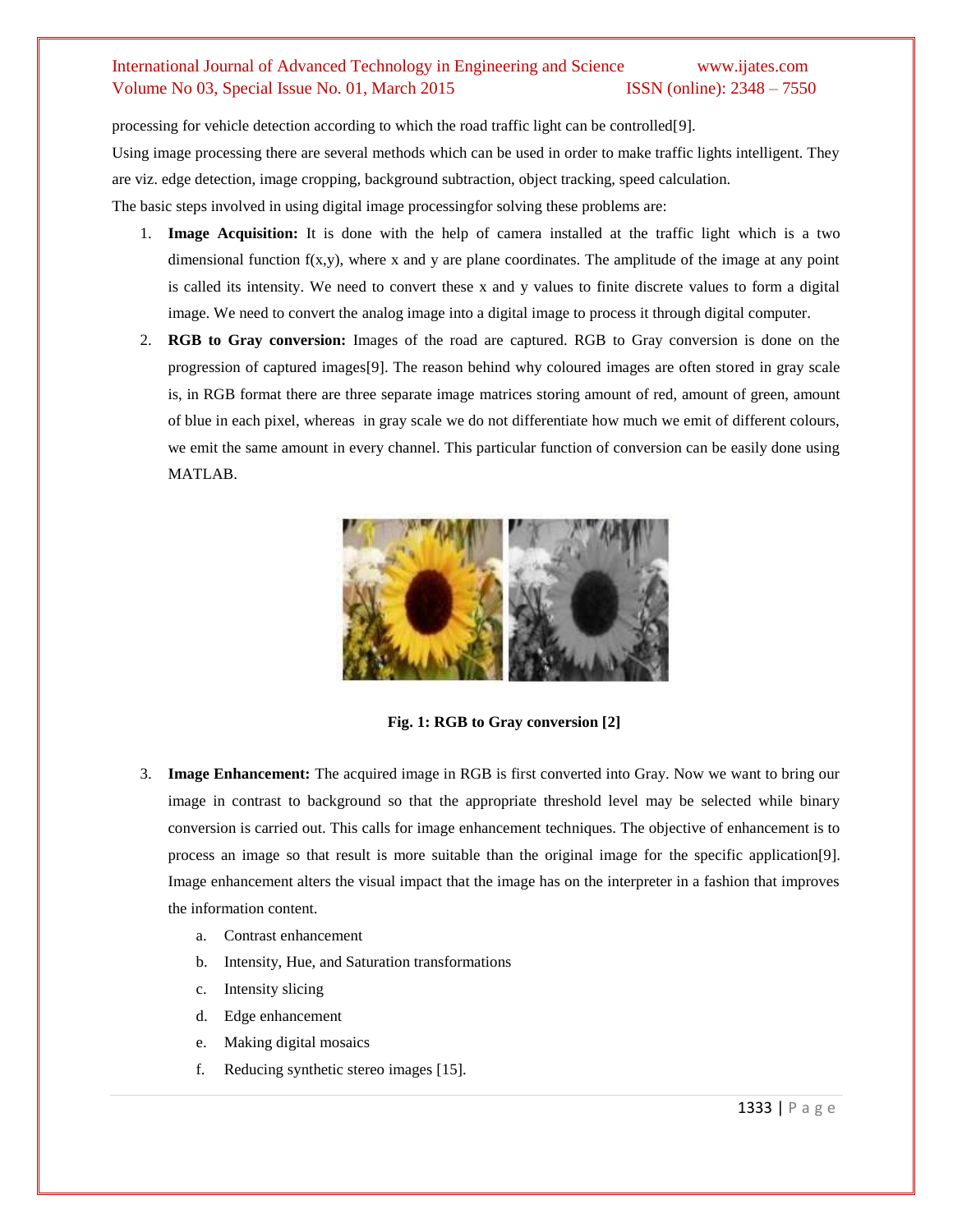processing for vehicle detection according to which the road traffic light can be controlled[9].

Using image processing there are several methods which can be used in order to make traffic lights intelligent. They are viz. edge detection, image cropping, background subtraction, object tracking, speed calculation.

The basic steps involved in using digital image processingfor solving these problems are:

1. **Image Acquisition:** It is done with the help of camera installed at the traffic light which is a two dimensional function f(x,y), where x and y are plane coordinates. The amplitude of the image at any point is called its intensity. We need to convert these x and y values to finite discrete values to form a digital image. We need to convert the analog image into a digital image to process it through digital computer.
2. **RGB to Gray conversion:** Images of the road are captured. RGB to Gray conversion is done on the progression of captured images[9]. The reason behind why coloured images are often stored in gray scale is, in RGB format there are three separate image matrices storing amount of red, amount of green, amount of blue in each pixel, whereas in gray scale we do not differentiate how much we emit of different colours, we emit the same amount in every channel. This particular function of conversion can be easily done using MATLAB.

**Fig. 1: RGB to Gray conversion [2]**

3. **Image Enhancement:** The acquired image in RGB is first converted into Gray. Now we want to bring our image in contrast to background so that the appropriate threshold level may be selected while binary conversion is carried out. This calls for image enhancement techniques. The objective of enhancement is to process an image so that result is more suitable than the original image for the specific application[9]. Image enhancement alters the visual impact that the image has on the interpreter in a fashion that improves the information content.
   a. Contrast enhancement
   b. Intensity, Hue, and Saturation transformations
   c. Intensity slicing
   d. Edge enhancement
   e. Making digital mosaics
   f. Reducing synthetic stereo images [15].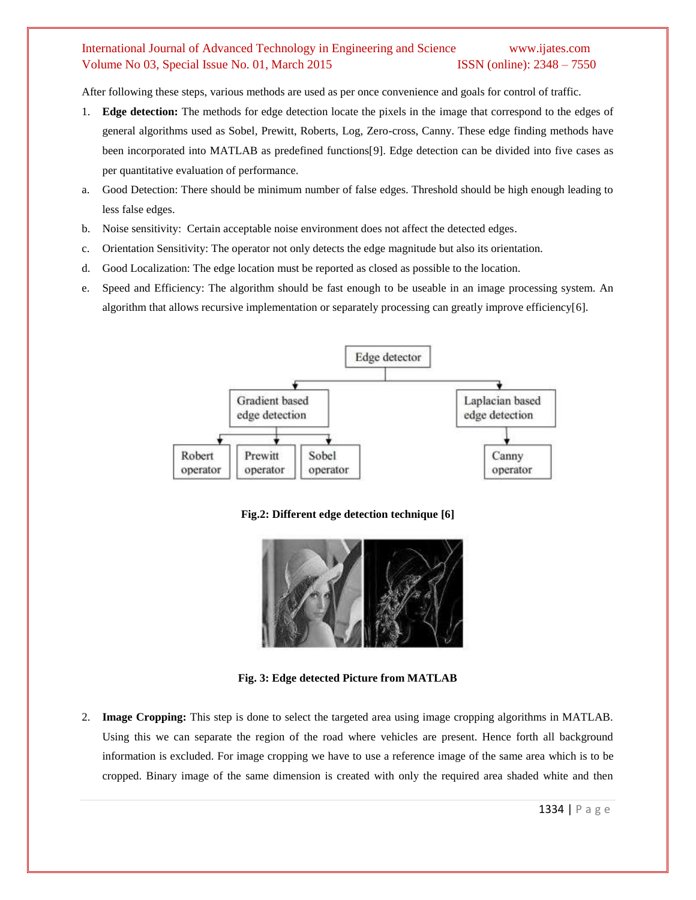After following these steps, various methods are used as per once convenience and goals for control of traffic.

1. **Edge detection:** The methods for edge detection locate the pixels in the image that correspond to the edges of general algorithms used as Sobel, Prewitt, Roberts, Log, Zero-cross, Canny. These edge finding methods have been incorporated into MATLAB as predefined functions[9]. Edge detection can be divided into five cases as per quantitative evaluation of performance.

   a. Good Detection: There should be minimum number of false edges. Threshold should be high enough leading to less false edges.

   b. Noise sensitivity: Certain acceptable noise environment does not affect the detected edges.

   c. Orientation Sensitivity: The operator not only detects the edge magnitude but also its orientation.

   d. Good Localization: The edge location must be reported as closed as possible to the location.

   e. Speed and Efficiency: The algorithm should be fast enough to be useable in an image processing system. An algorithm that allows recursive implementation or separately processing can greatly improve efficiency[6].

Edge detector

Gradient based edge detection

Laplacian based edge detection

Robert operator

Prewitt operator

Sobel operator

Canny operator

**Fig.2: Different edge detection technique [6]**

**Fig. 3: Edge detected Picture from MATLAB**

2. **Image Cropping:** This step is done to select the targeted area using image cropping algorithms in MATLAB. Using this we can separate the region of the road where vehicles are present. Hence forth all background information is excluded. For image cropping we have to use a reference image of the same area which is to be cropped. Binary image of the same dimension is created with only the required area shaded white and then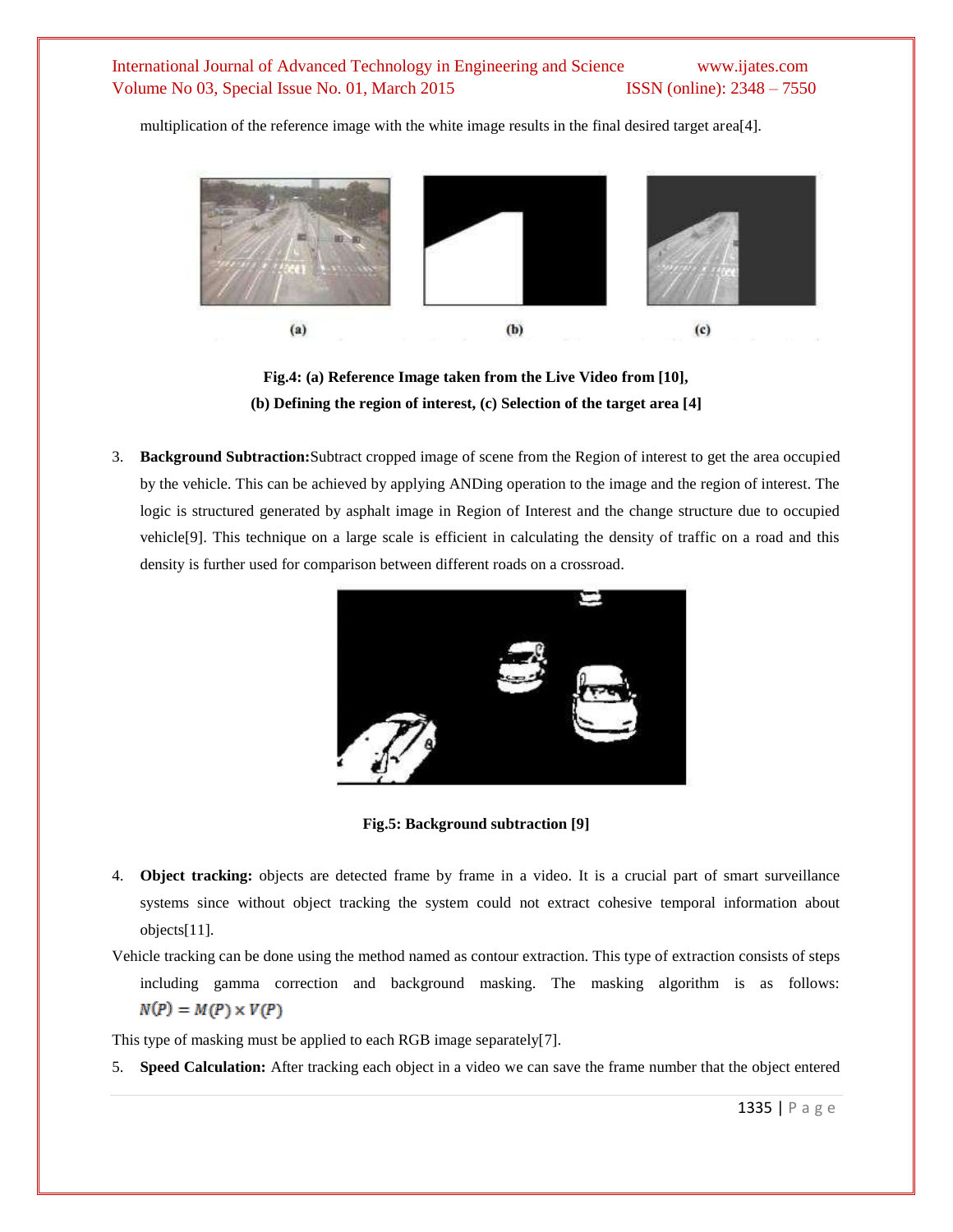multiplication of the reference image with the white image results in the final desired target area[4].

Fig.4: (a) Reference Image taken from the Live Video from [10], (b) Defining the region of interest, (c) Selection of the target area [4]

3. **Background Subtraction:** Subtract cropped image of scene from the Region of interest to get the area occupied by the vehicle. This can be achieved by applying ANDing operation to the image and the region of interest. The logic is structured generated by asphalt image in Region of Interest and the change structure due to occupied vehicle[9]. This technique on a large scale is efficient in calculating the density of traffic on a road and this density is further used for comparison between different roads on a crossroad.

Fig.5: Background subtraction [9]

4. **Object tracking:** objects are detected frame by frame in a video. It is a crucial part of smart surveillance systems since without object tracking the system could not extract cohesive temporal information about objects[11].

Vehicle tracking can be done using the method named as contour extraction. This type of extraction consists of steps including gamma correction and background masking. The masking algorithm is as follows: $N(P) = M(P) \times V(P)$

This type of masking must be applied to each RGB image separately[7].

5. **Speed Calculation:** After tracking each object in a video we can save the frame number that the object entered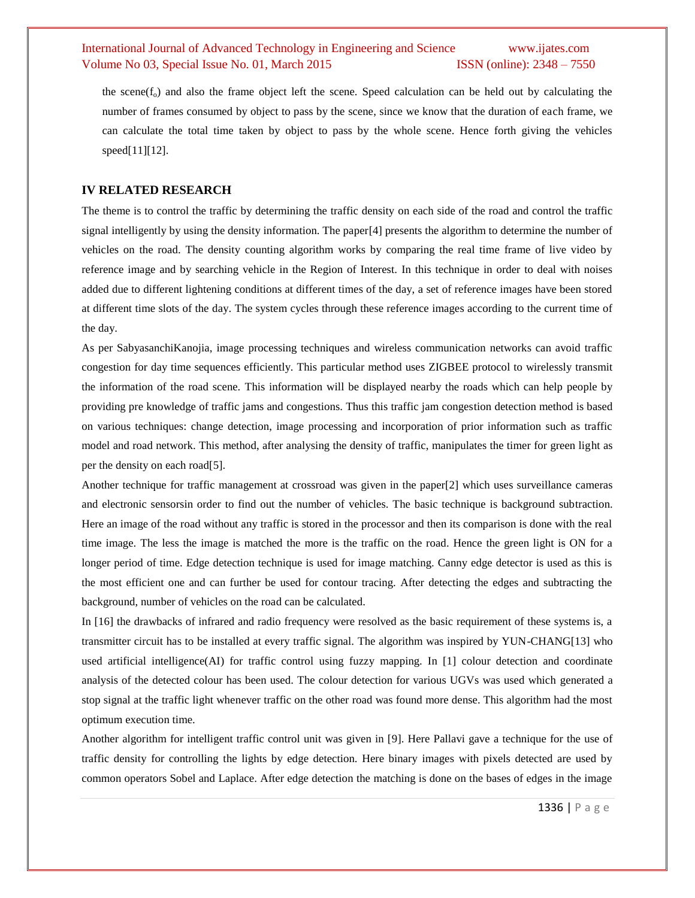the scene($f_o$) and also the frame object left the scene. Speed calculation can be held out by calculating the number of frames consumed by object to pass by the scene, since we know that the duration of each frame, we can calculate the total time taken by object to pass by the whole scene. Hence forth giving the vehicles speed[11][12].

## IV RELATED RESEARCH

The theme is to control the traffic by determining the traffic density on each side of the road and control the traffic signal intelligently by using the density information. The paper[4] presents the algorithm to determine the number of vehicles on the road. The density counting algorithm works by comparing the real time frame of live video by reference image and by searching vehicle in the Region of Interest. In this technique in order to deal with noises added due to different lightening conditions at different times of the day, a set of reference images have been stored at different time slots of the day. The system cycles through these reference images according to the current time of the day.

As per SabyasanchiKanojia, image processing techniques and wireless communication networks can avoid traffic congestion for day time sequences efficiently. This particular method uses ZIGBEE protocol to wirelessly transmit the information of the road scene. This information will be displayed nearby the roads which can help people by providing pre knowledge of traffic jams and congestions. Thus this traffic jam congestion detection method is based on various techniques: change detection, image processing and incorporation of prior information such as traffic model and road network. This method, after analysing the density of traffic, manipulates the timer for green light as per the density on each road[5].

Another technique for traffic management at crossroad was given in the paper[2] which uses surveillance cameras and electronic sensorsin order to find out the number of vehicles. The basic technique is background subtraction. Here an image of the road without any traffic is stored in the processor and then its comparison is done with the real time image. The less the image is matched the more is the traffic on the road. Hence the green light is ON for a longer period of time. Edge detection technique is used for image matching. Canny edge detector is used as this is the most efficient one and can further be used for contour tracing. After detecting the edges and subtracting the background, number of vehicles on the road can be calculated.

In [16] the drawbacks of infrared and radio frequency were resolved as the basic requirement of these systems is, a transmitter circuit has to be installed at every traffic signal. The algorithm was inspired by YUN-CHANG[13] who used artificial intelligence(AI) for traffic control using fuzzy mapping. In [1] colour detection and coordinate analysis of the detected colour has been used. The colour detection for various UGVs was used which generated a stop signal at the traffic light whenever traffic on the other road was found more dense. This algorithm had the most optimum execution time.

Another algorithm for intelligent traffic control unit was given in [9]. Here Pallavi gave a technique for the use of traffic density for controlling the lights by edge detection. Here binary images with pixels detected are used by common operators Sobel and Laplace. After edge detection the matching is done on the bases of edges in the image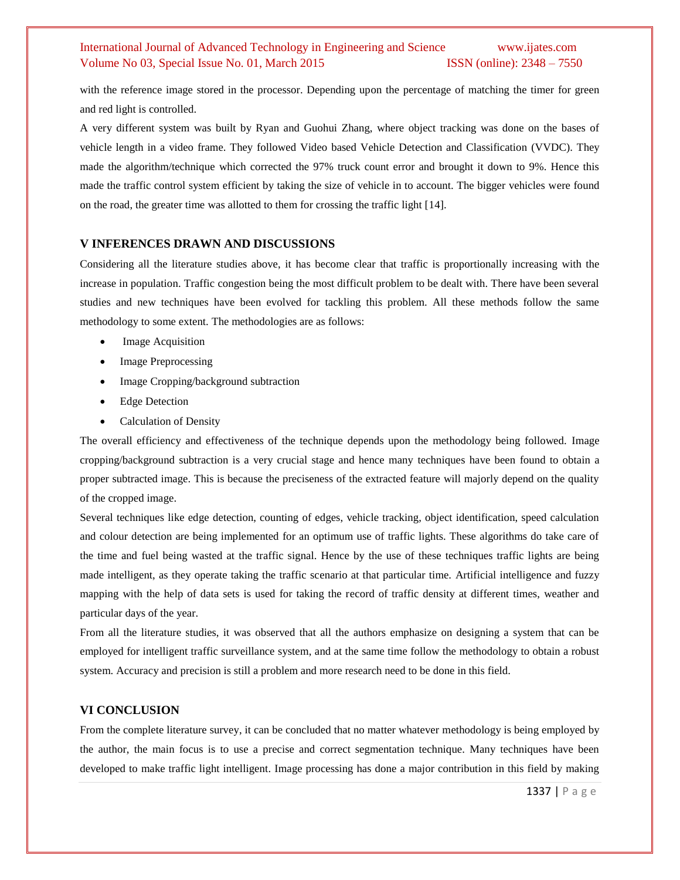with the reference image stored in the processor. Depending upon the percentage of matching the timer for green and red light is controlled.

A very different system was built by Ryan and Guohui Zhang, where object tracking was done on the bases of vehicle length in a video frame. They followed Video based Vehicle Detection and Classification (VVDC). They made the algorithm/technique which corrected the 97% truck count error and brought it down to 9%. Hence this made the traffic control system efficient by taking the size of vehicle in to account. The bigger vehicles were found on the road, the greater time was allotted to them for crossing the traffic light [14].

## V INFERENCES DRAWN AND DISCUSSIONS

Considering all the literature studies above, it has become clear that traffic is proportionally increasing with the increase in population. Traffic congestion being the most difficult problem to be dealt with. There have been several studies and new techniques have been evolved for tackling this problem. All these methods follow the same methodology to some extent. The methodologies are as follows:

- Image Acquisition
- Image Preprocessing
- Image Cropping/background subtraction
- Edge Detection
- Calculation of Density

The overall efficiency and effectiveness of the technique depends upon the methodology being followed. Image cropping/background subtraction is a very crucial stage and hence many techniques have been found to obtain a proper subtracted image. This is because the preciseness of the extracted feature will majorly depend on the quality of the cropped image.

Several techniques like edge detection, counting of edges, vehicle tracking, object identification, speed calculation and colour detection are being implemented for an optimum use of traffic lights. These algorithms do take care of the time and fuel being wasted at the traffic signal. Hence by the use of these techniques traffic lights are being made intelligent, as they operate taking the traffic scenario at that particular time. Artificial intelligence and fuzzy mapping with the help of data sets is used for taking the record of traffic density at different times, weather and particular days of the year.

From all the literature studies, it was observed that all the authors emphasize on designing a system that can be employed for intelligent traffic surveillance system, and at the same time follow the methodology to obtain a robust system. Accuracy and precision is still a problem and more research need to be done in this field.

## VI CONCLUSION

From the complete literature survey, it can be concluded that no matter whatever methodology is being employed by the author, the main focus is to use a precise and correct segmentation technique. Many techniques have been developed to make traffic light intelligent. Image processing has done a major contribution in this field by making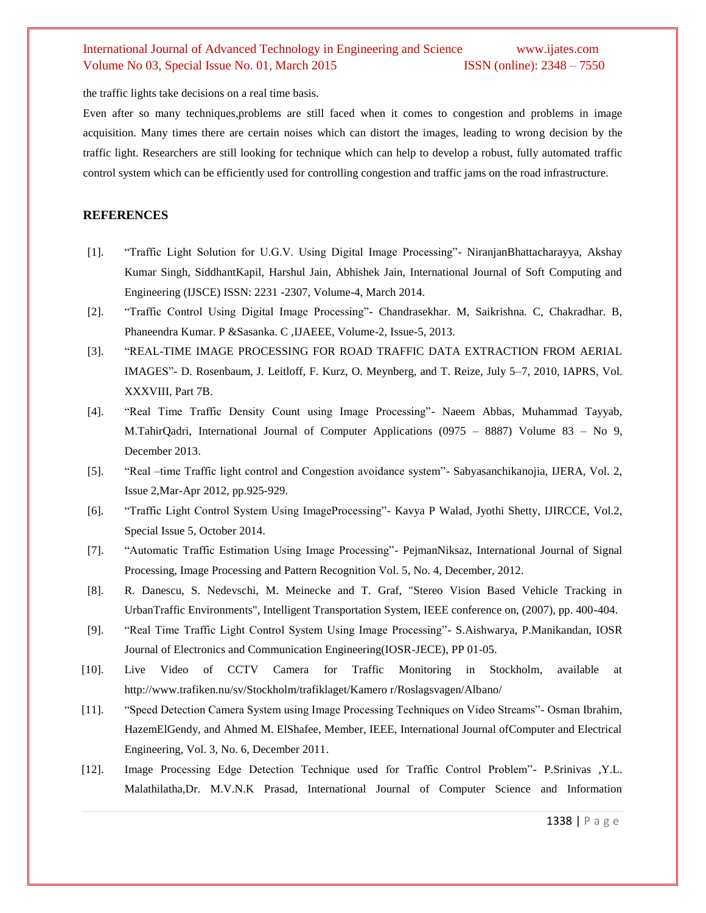the traffic lights take decisions on a real time basis.

Even after so many techniques,problems are still faced when it comes to congestion and problems in image acquisition. Many times there are certain noises which can distort the images, leading to wrong decision by the traffic light. Researchers are still looking for technique which can help to develop a robust, fully automated traffic control system which can be efficiently used for controlling congestion and traffic jams on the road infrastructure.

## REFERENCES

[1]. "Traffic Light Solution for U.G.V. Using Digital Image Processing"- NiranjanBhattacharayya, Akshay Kumar Singh, SiddhantKapil, Harshul Jain, Abhishek Jain, International Journal of Soft Computing and Engineering (IJSCE) ISSN: 2231 -2307, Volume-4, March 2014.

[2]. "Traffic Control Using Digital Image Processing"- Chandrasekhar. M, Saikrishna. C, Chakradhar. B, Phaneendra Kumar. P &Sasanka. C ,IJAEEE, Volume-2, Issue-5, 2013.

[3]. "REAL-TIME IMAGE PROCESSING FOR ROAD TRAFFIC DATA EXTRACTION FROM AERIAL IMAGES"- D. Rosenbaum, J. Leitloff, F. Kurz, O. Meynberg, and T. Reize, July 5–7, 2010, IAPRS, Vol. XXXVIII, Part 7B.

[4]. "Real Time Traffic Density Count using Image Processing"- Naeem Abbas, Muhammad Tayyab, M.TahirQadri, International Journal of Computer Applications (0975 – 8887) Volume 83 – No 9, December 2013.

[5]. "Real –time Traffic light control and Congestion avoidance system"- Sabyasanchikanojia, IJERA, Vol. 2, Issue 2,Mar-Apr 2012, pp.925-929.

[6]. "Traffic Light Control System Using ImageProcessing"- Kavya P Walad, Jyothi Shetty, IJIRCCE, Vol.2, Special Issue 5, October 2014.

[7]. "Automatic Traffic Estimation Using Image Processing"- PejmanNiksaz, International Journal of Signal Processing, Image Processing and Pattern Recognition Vol. 5, No. 4, December, 2012.

[8]. R. Danescu, S. Nedevschi, M. Meinecke and T. Graf, "Stereo Vision Based Vehicle Tracking in UrbanTraffic Environments", Intelligent Transportation System, IEEE conference on, (2007), pp. 400-404.

[9]. "Real Time Traffic Light Control System Using Image Processing"- S.Aishwarya, P.Manikandan, IOSR Journal of Electronics and Communication Engineering(IOSR-JECE), PP 01-05.

[10]. Live Video of CCTV Camera for Traffic Monitoring in Stockholm, available at http://www.trafiken.nu/sv/Stockholm/trafiklaget/Kamero r/Roslagsvagen/Albano/

[11]. "Speed Detection Camera System using Image Processing Techniques on Video Streams"- Osman Ibrahim, HazemElGendy, and Ahmed M. ElShafee, Member, IEEE, International Journal ofComputer and Electrical Engineering, Vol. 3, No. 6, December 2011.

[12]. Image Processing Edge Detection Technique used for Traffic Control Problem"- P.Srinivas ,Y.L. Malathilatha,Dr. M.V.N.K Prasad, International Journal of Computer Science and Information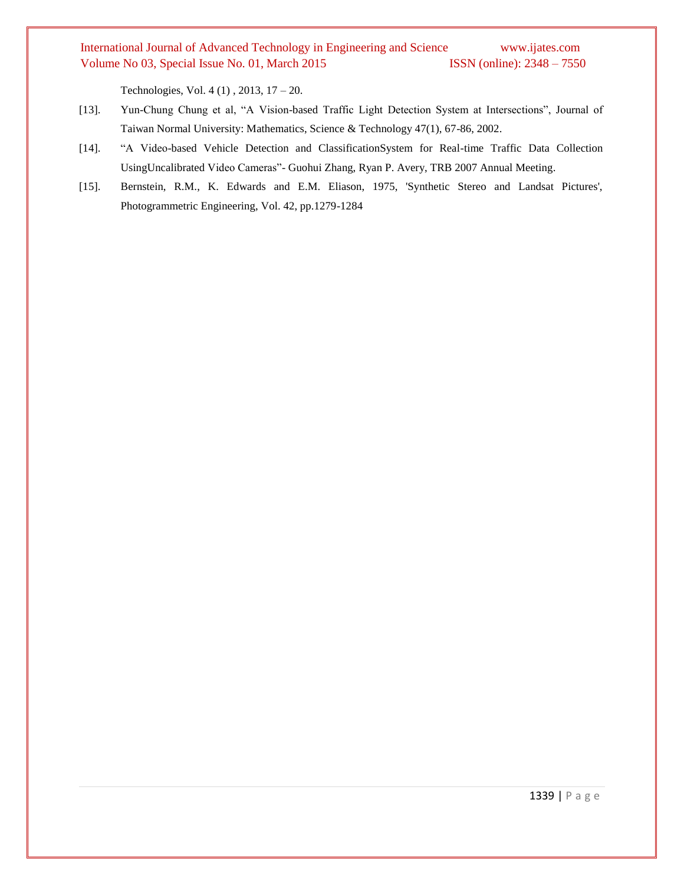Technologies, Vol. 4 (1) , 2013, 17 – 20.

[13]. Yun-Chung Chung et al, "A Vision-based Traffic Light Detection System at Intersections", Journal of Taiwan Normal University: Mathematics, Science & Technology 47(1), 67-86, 2002.

[14]. "A Video-based Vehicle Detection and ClassificationSystem for Real-time Traffic Data Collection UsingUncalibrated Video Cameras"- Guohui Zhang, Ryan P. Avery, TRB 2007 Annual Meeting.

[15]. Bernstein, R.M., K. Edwards and E.M. Eliason, 1975, 'Synthetic Stereo and Landsat Pictures', Photogrammetric Engineering, Vol. 42, pp.1279-1284